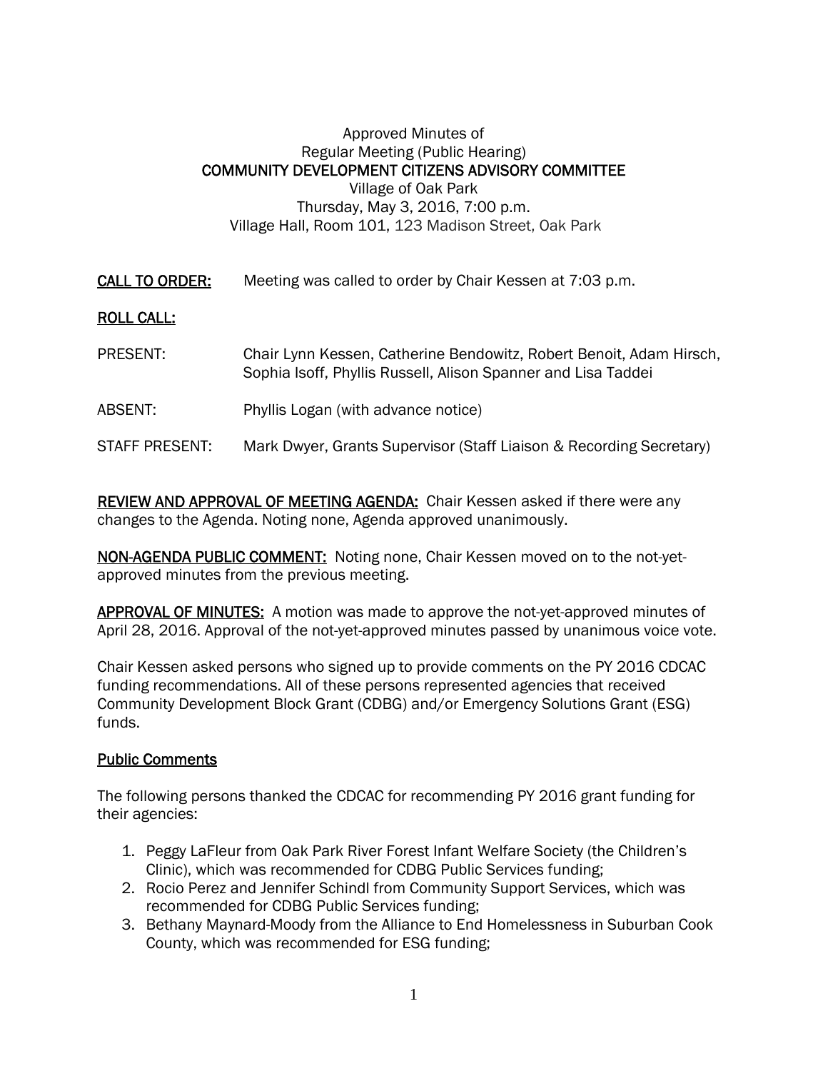Approved Minutes of
Regular Meeting (Public Hearing)
COMMUNITY DEVELOPMENT CITIZENS ADVISORY COMMITTEE
Village of Oak Park
Thursday, May 3, 2016, 7:00 p.m.
Village Hall, Room 101, 123 Madison Street, Oak Park

**CALL TO ORDER:** Meeting was called to order by Chair Kessen at 7:03 p.m.

**ROLL CALL:**

PRESENT: Chair Lynn Kessen, Catherine Bendowitz, Robert Benoit, Adam Hirsch, Sophia Isoff, Phyllis Russell, Alison Spanner and Lisa Taddei

ABSENT: Phyllis Logan (with advance notice)

STAFF PRESENT: Mark Dwyer, Grants Supervisor (Staff Liaison & Recording Secretary)

**REVIEW AND APPROVAL OF MEETING AGENDA:** Chair Kessen asked if there were any changes to the Agenda. Noting none, Agenda approved unanimously.

**NON-AGENDA PUBLIC COMMENT:** Noting none, Chair Kessen moved on to the not-yet-approved minutes from the previous meeting.

**APPROVAL OF MINUTES:** A motion was made to approve the not-yet-approved minutes of April 28, 2016. Approval of the not-yet-approved minutes passed by unanimous voice vote.

Chair Kessen asked persons who signed up to provide comments on the PY 2016 CDCAC funding recommendations. All of these persons represented agencies that received Community Development Block Grant (CDBG) and/or Emergency Solutions Grant (ESG) funds.

**Public Comments**

The following persons thanked the CDCAC for recommending PY 2016 grant funding for their agencies:

1. Peggy LaFleur from Oak Park River Forest Infant Welfare Society (the Children's Clinic), which was recommended for CDBG Public Services funding;
2. Rocio Perez and Jennifer Schindl from Community Support Services, which was recommended for CDBG Public Services funding;
3. Bethany Maynard-Moody from the Alliance to End Homelessness in Suburban Cook County, which was recommended for ESG funding;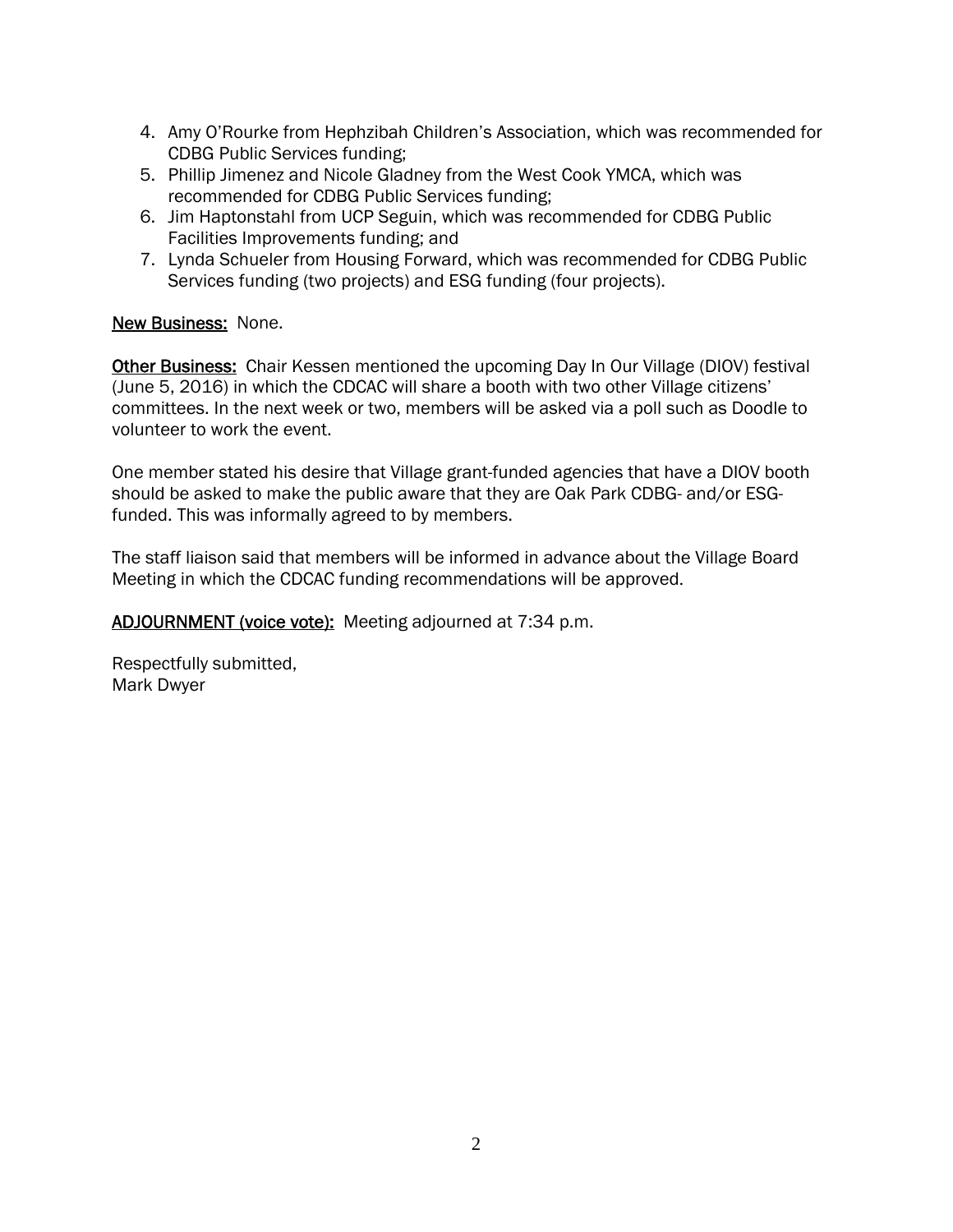4. Amy O'Rourke from Hephzibah Children's Association, which was recommended for CDBG Public Services funding;
5. Phillip Jimenez and Nicole Gladney from the West Cook YMCA, which was recommended for CDBG Public Services funding;
6. Jim Haptonstahl from UCP Seguin, which was recommended for CDBG Public Facilities Improvements funding; and
7. Lynda Schueler from Housing Forward, which was recommended for CDBG Public Services funding (two projects) and ESG funding (four projects).

**New Business:** None.

**Other Business:** Chair Kessen mentioned the upcoming Day In Our Village (DIOV) festival (June 5, 2016) in which the CDCAC will share a booth with two other Village citizens' committees. In the next week or two, members will be asked via a poll such as Doodle to volunteer to work the event.

One member stated his desire that Village grant-funded agencies that have a DIOV booth should be asked to make the public aware that they are Oak Park CDBG- and/or ESG-funded. This was informally agreed to by members.

The staff liaison said that members will be informed in advance about the Village Board Meeting in which the CDCAC funding recommendations will be approved.

**ADJOURNMENT (voice vote):** Meeting adjourned at 7:34 p.m.

Respectfully submitted,
Mark Dwyer